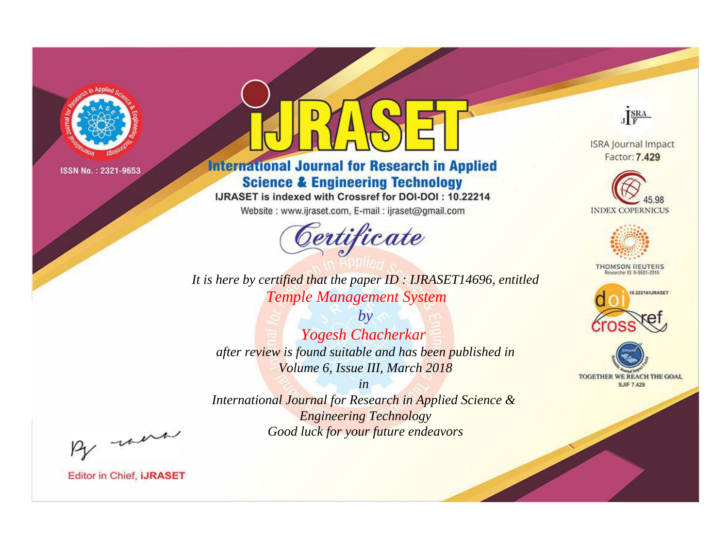ISSN No. : 2321-9653

# IJRASET

## International Journal for Research in Applied Science & Engineering Technology

IJRASET is indexed with Crossref for DOI-DOI : 10.22214

Website : www.ijraset.com, E-mail : ijraset@gmail.com

ISRA Journal Impact Factor: **7.429**

45.98 INDEX COPERNICUS

THOMSON REUTERS Researcher ID: N-9681-2016

10.22214/IJRASET

TOGETHER WE REACH THE GOAL SJIF 7.429

## Certificate

*It is here by certified that the paper ID : IJRASET14696, entitled*

*Temple Management System*

*by*

*Yogesh Chacherkar*

*after review is found suitable and has been published in*

*Volume 6, Issue III, March 2018*

*in*

*International Journal for Research in Applied Science & Engineering Technology*

*Good luck for your future endeavors*

Editor in Chief, **IJRASET**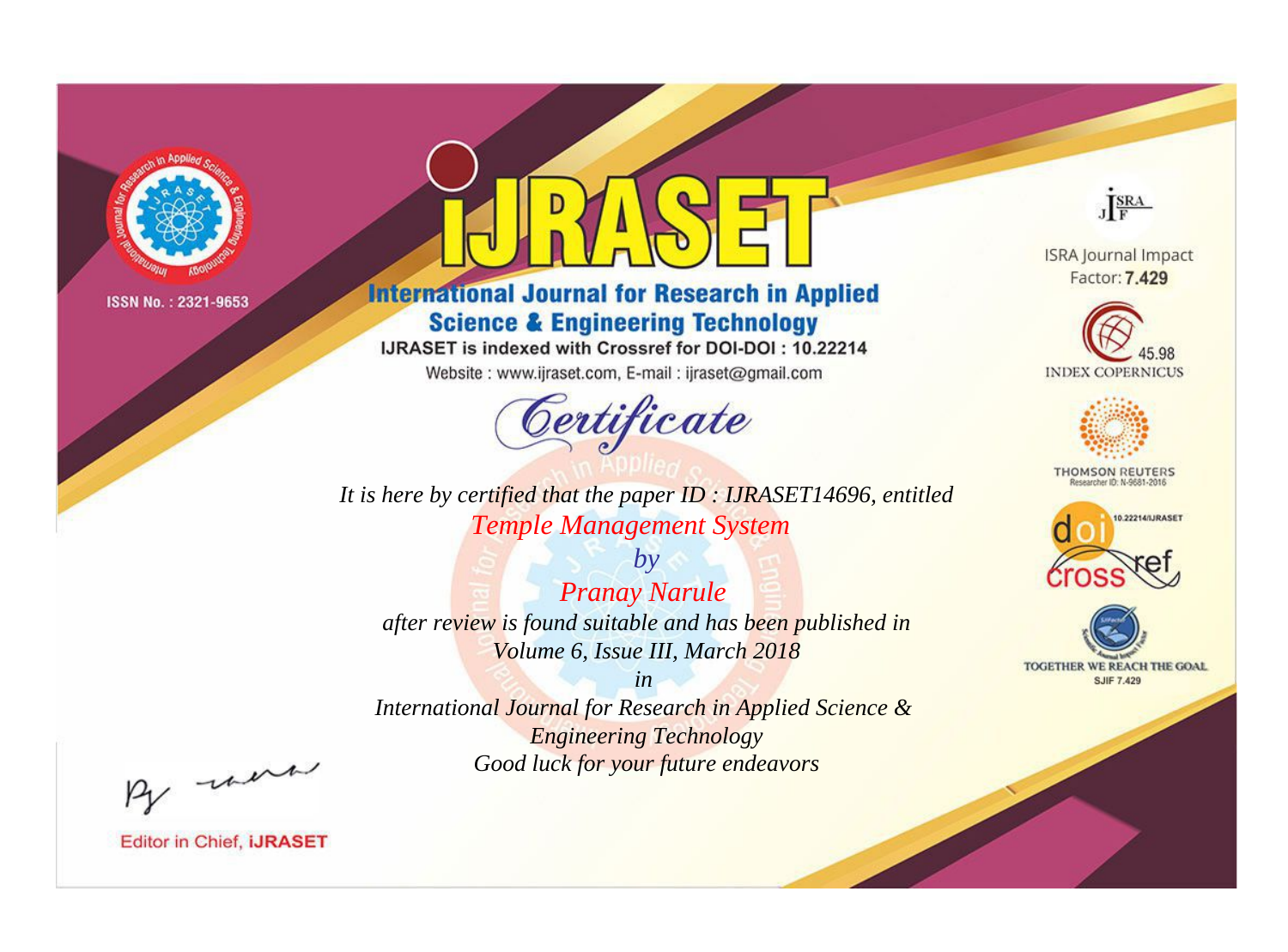ISSN No. : 2321-9653

# iJRASET

## International Journal for Research in Applied Science & Engineering Technology

IJRASET is indexed with Crossref for DOI-DOI : 10.22214

Website : www.ijraset.com, E-mail : ijraset@gmail.com

*Certificate*

*It is here by certified that the paper ID : IJRASET14696, entitled*

*Temple Management System*

*by*

*Pranay Narule*

*after review is found suitable and has been published in*

*Volume 6, Issue III, March 2018*

*in*

*International Journal for Research in Applied Science & Engineering Technology*

*Good luck for your future endeavors*

ISRA Journal Impact Factor: **7.429**

45.98 INDEX COPERNICUS

THOMSON REUTERS Researcher ID: N-9681-2016

10.22214/IJRASET

TOGETHER WE REACH THE GOAL SJIF 7.429

Editor in Chief, **iJRASET**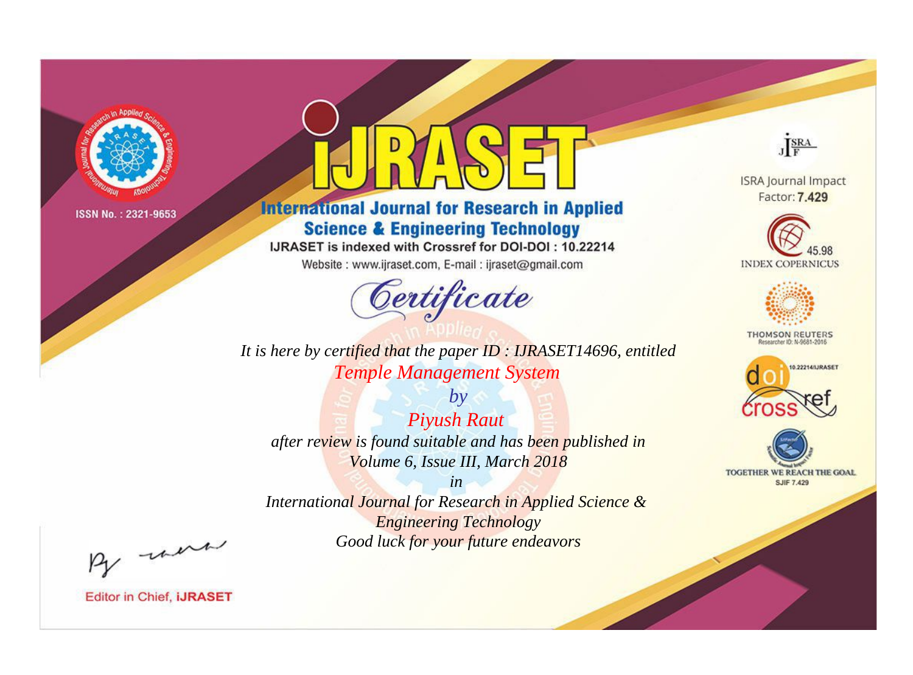ISSN No. : 2321-9653

# iJRASET

## International Journal for Research in Applied Science & Engineering Technology

IJRASET is indexed with Crossref for DOI-DOI : 10.22214

Website : www.ijraset.com, E-mail : ijraset@gmail.com

ISRA Journal Impact Factor: **7.429**

45.98 INDEX COPERNICUS

THOMSON REUTERS Researcher ID: N-9681-2016

10.22214/IJRASET

TOGETHER WE REACH THE GOAL SJIF 7.429

# *Certificate*

*It is here by certified that the paper ID : IJRASET14696, entitled*

*Temple Management System*

*by*

*Piyush Raut*

*after review is found suitable and has been published in*

*Volume 6, Issue III, March 2018*

*in*

*International Journal for Research in Applied Science & Engineering Technology*

*Good luck for your future endeavors*

Editor in Chief, **iJRASET**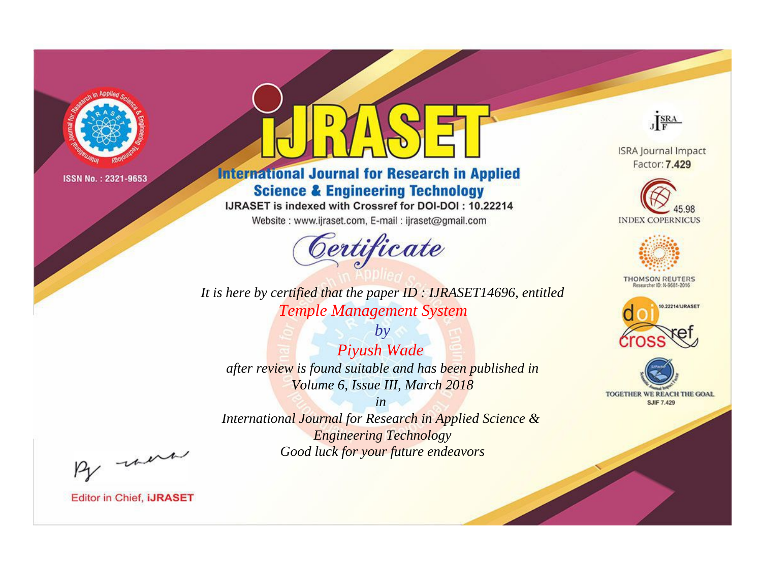ISSN No. : 2321-9653

# iJRASET

## International Journal for Research in Applied Science & Engineering Technology

IJRASET is indexed with Crossref for DOI-DOI : 10.22214

Website : www.ijraset.com, E-mail : ijraset@gmail.com

ISRA Journal Impact Factor: **7.429**

45.98 INDEX COPERNICUS

THOMSON REUTERS Researcher ID: N-9681-2016

10.22214/IJRASET

TOGETHER WE REACH THE GOAL SJIF 7.429

# *Certificate*

*It is here by certified that the paper ID : IJRASET14696, entitled*

*Temple Management System*

*by*

*Piyush Wade*

*after review is found suitable and has been published in*

*Volume 6, Issue III, March 2018*

*in*

*International Journal for Research in Applied Science & Engineering Technology*

*Good luck for your future endeavors*

Editor in Chief, **iJRASET**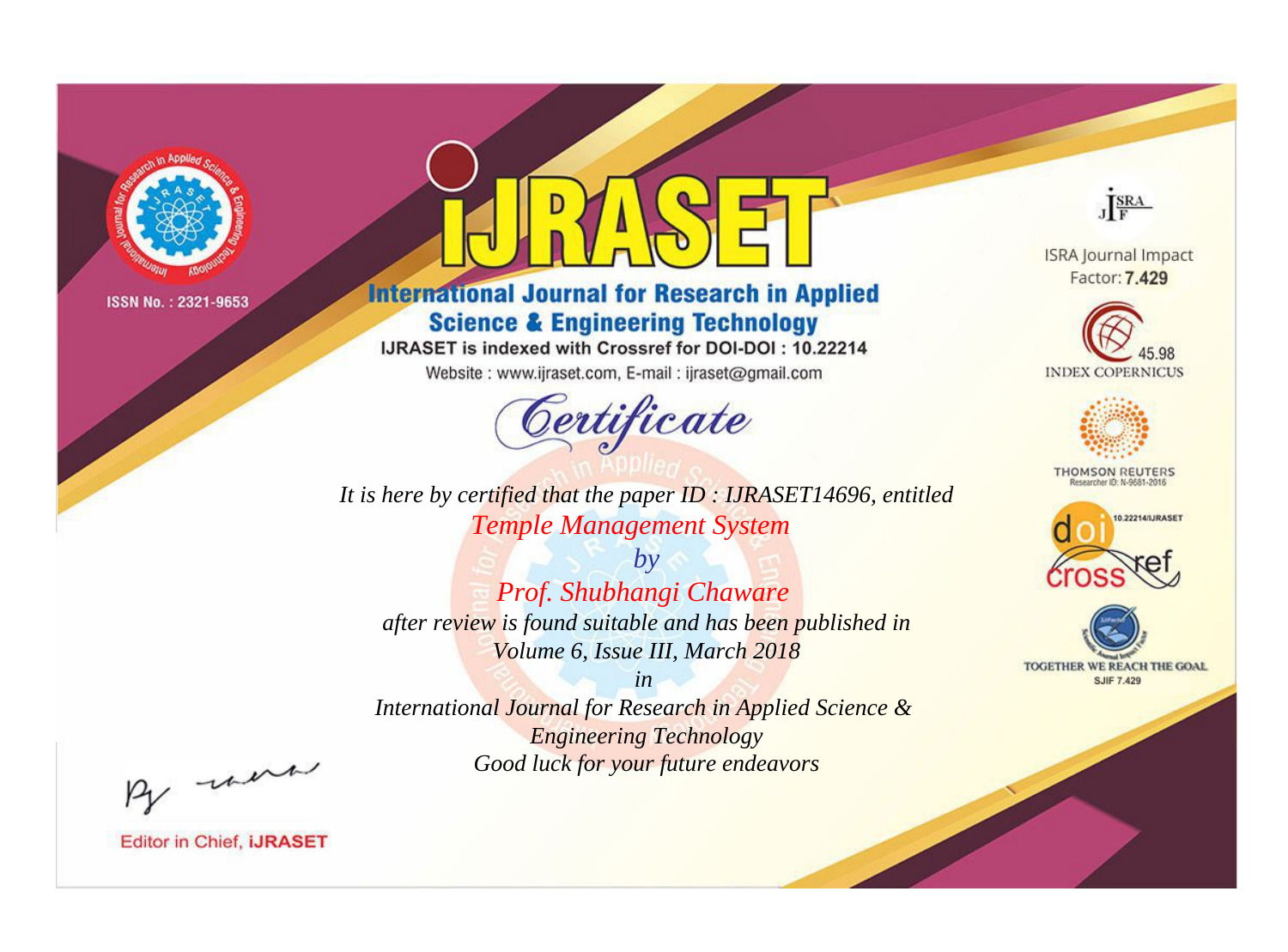ISSN No. : 2321-9653

# iJRASET

## International Journal for Research in Applied Science & Engineering Technology

IJRASET is indexed with Crossref for DOI-DOI : 10.22214

Website : www.ijraset.com, E-mail : ijraset@gmail.com

ISRA Journal Impact Factor: **7.429**

45.98 INDEX COPERNICUS

THOMSON REUTERS Researcher ID: N-9681-2016

10.22214/IJRASET

TOGETHER WE REACH THE GOAL SJIF 7.429

# *Certificate*

*It is here by certified that the paper ID : IJRASET14696, entitled*

*Temple Management System*

*by*

*Prof. Shubhangi Chaware*

*after review is found suitable and has been published in*

*Volume 6, Issue III, March 2018*

*in*

*International Journal for Research in Applied Science & Engineering Technology*

*Good luck for your future endeavors*

Editor in Chief, **iJRASET**